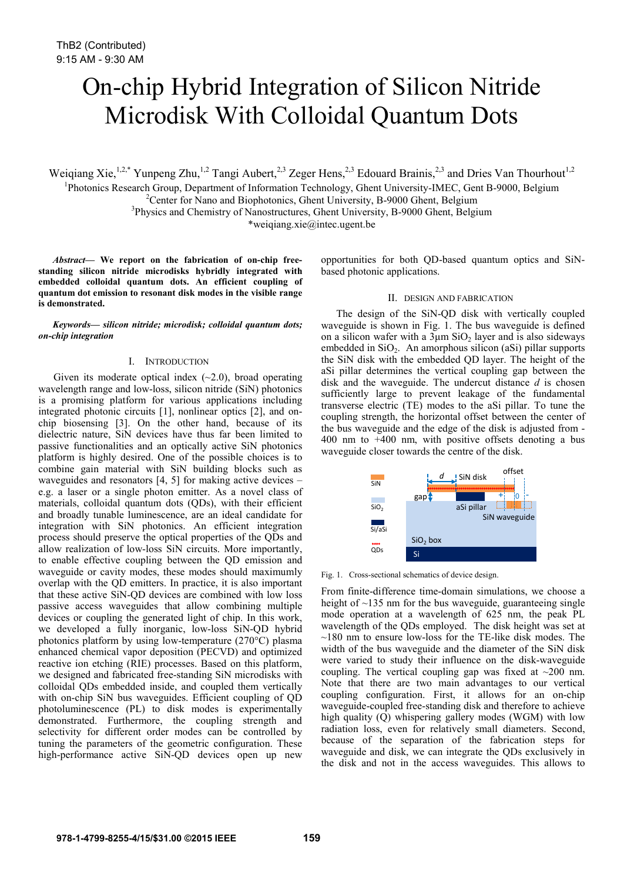ThB2 (Contributed)
9:15 AM - 9:30 AM

# On-chip Hybrid Integration of Silicon Nitride Microdisk With Colloidal Quantum Dots

Weiqiang Xie,[1,2,*] Yunpeng Zhu,[1,2] Tangi Aubert,[2,3] Zeger Hens,[2,3] Edouard Brainis,[2,3] and Dries Van Thourhout[1,2]

[1]Photonics Research Group, Department of Information Technology, Ghent University-IMEC, Gent B-9000, Belgium
[2]Center for Nano and Biophotonics, Ghent University, B-9000 Ghent, Belgium
[3]Physics and Chemistry of Nanostructures, Ghent University, B-9000 Ghent, Belgium
*weiqiang.xie@intec.ugent.be

***Abstract*— We report on the fabrication of on-chip free-standing silicon nitride microdisks hybridly integrated with embedded colloidal quantum dots. An efficient coupling of quantum dot emission to resonant disk modes in the visible range is demonstrated.**

***Keywords*— *silicon nitride; microdisk; colloidal quantum dots; on-chip integration***

## I. Introduction

Given its moderate optical index (~2.0), broad operating wavelength range and low-loss, silicon nitride (SiN) photonics is a promising platform for various applications including integrated photonic circuits [1], nonlinear optics [2], and on-chip biosensing [3]. On the other hand, because of its dielectric nature, SiN devices have thus far been limited to passive functionalities and an optically active SiN photonics platform is highly desired. One of the possible choices is to combine gain material with SiN building blocks such as waveguides and resonators [4, 5] for making active devices – e.g. a laser or a single photon emitter. As a novel class of materials, colloidal quantum dots (QDs), with their efficient and broadly tunable luminescence, are an ideal candidate for integration with SiN photonics. An efficient integration process should preserve the optical properties of the QDs and allow realization of low-loss SiN circuits. More importantly, to enable effective coupling between the QD emission and waveguide or cavity modes, these modes should maximumly overlap with the QD emitters. In practice, it is also important that these active SiN-QD devices are combined with low loss passive access waveguides that allow combining multiple devices or coupling the generated light of chip. In this work, we developed a fully inorganic, low-loss SiN-QD hybrid photonics platform by using low-temperature (270°C) plasma enhanced chemical vapor deposition (PECVD) and optimized reactive ion etching (RIE) processes. Based on this platform, we designed and fabricated free-standing SiN microdisks with colloidal QDs embedded inside, and coupled them vertically with on-chip SiN bus waveguides. Efficient coupling of QD photoluminescence (PL) to disk modes is experimentally demonstrated. Furthermore, the coupling strength and selectivity for different order modes can be controlled by tuning the parameters of the geometric configuration. These high-performance active SiN-QD devices open up new opportunities for both QD-based quantum optics and SiN-based photonic applications.

## II. Design and Fabrication

The design of the SiN-QD disk with vertically coupled waveguide is shown in Fig. 1. The bus waveguide is defined on a silicon wafer with a 3µm $SiO_2$ layer and is also sideways embedded in $SiO_2$. An amorphous silicon (aSi) pillar supports the SiN disk with the embedded QD layer. The height of the aSi pillar determines the vertical coupling gap between the disk and the waveguide. The undercut distance $d$ is chosen sufficiently large to prevent leakage of the fundamental transverse electric (TE) modes to the aSi pillar. To tune the coupling strength, the horizontal offset between the center of the bus waveguide and the edge of the disk is adjusted from -400 nm to +400 nm, with positive offsets denoting a bus waveguide closer towards the centre of the disk.

Fig. 1. Cross-sectional schematics of device design.

From finite-difference time-domain simulations, we choose a height of ~135 nm for the bus waveguide, guaranteeing single mode operation at a wavelength of 625 nm, the peak PL wavelength of the QDs employed. The disk height was set at ~180 nm to ensure low-loss for the TE-like disk modes. The width of the bus waveguide and the diameter of the SiN disk were varied to study their influence on the disk-waveguide coupling. The vertical coupling gap was fixed at ~200 nm. Note that there are two main advantages to our vertical coupling configuration. First, it allows for an on-chip waveguide-coupled free-standing disk and therefore to achieve high quality (Q) whispering gallery modes (WGM) with low radiation loss, even for relatively small diameters. Second, because of the separation of the fabrication steps for waveguide and disk, we can integrate the QDs exclusively in the disk and not in the access waveguides. This allows to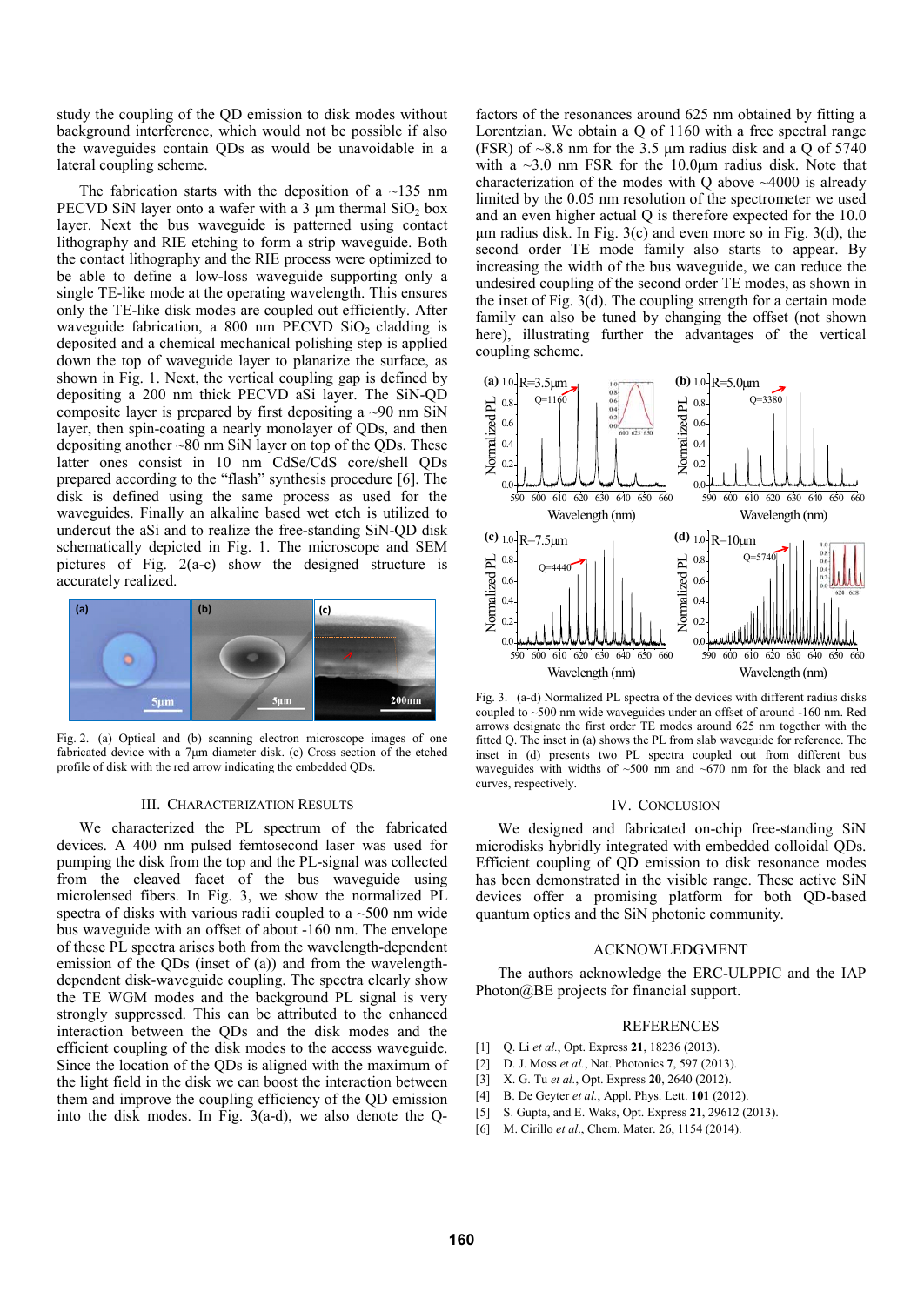study the coupling of the QD emission to disk modes without background interference, which would not be possible if also the waveguides contain QDs as would be unavoidable in a lateral coupling scheme.

The fabrication starts with the deposition of a ~135 nm PECVD SiN layer onto a wafer with a 3 µm thermal $SiO_2$ box layer. Next the bus waveguide is patterned using contact lithography and RIE etching to form a strip waveguide. Both the contact lithography and the RIE process were optimized to be able to define a low-loss waveguide supporting only a single TE-like mode at the operating wavelength. This ensures only the TE-like disk modes are coupled out efficiently. After waveguide fabrication, a 800 nm PECVD $SiO_2$ cladding is deposited and a chemical mechanical polishing step is applied down the top of waveguide layer to planarize the surface, as shown in Fig. 1. Next, the vertical coupling gap is defined by depositing a 200 nm thick PECVD aSi layer. The SiN-QD composite layer is prepared by first depositing a ~90 nm SiN layer, then spin-coating a nearly monolayer of QDs, and then depositing another ~80 nm SiN layer on top of the QDs. These latter ones consist in 10 nm CdSe/CdS core/shell QDs prepared according to the "flash" synthesis procedure [6]. The disk is defined using the same process as used for the waveguides. Finally an alkaline based wet etch is utilized to undercut the aSi and to realize the free-standing SiN-QD disk schematically depicted in Fig. 1. The microscope and SEM pictures of Fig. 2(a-c) show the designed structure is accurately realized.

(a)
5µm
(b)
5µm
(c)
200nm

Fig. 2. (a) Optical and (b) scanning electron microscope images of one fabricated device with a 7µm diameter disk. (c) Cross section of the etched profile of disk with the red arrow indicating the embedded QDs.

## III. Characterization Results

We characterized the PL spectrum of the fabricated devices. A 400 nm pulsed femtosecond laser was used for pumping the disk from the top and the PL-signal was collected from the cleaved facet of the bus waveguide using microlensed fibers. In Fig. 3, we show the normalized PL spectra of disks with various radii coupled to a ~500 nm wide bus waveguide with an offset of about -160 nm. The envelope of these PL spectra arises both from the wavelength-dependent emission of the QDs (inset of (a)) and from the wavelength-dependent disk-waveguide coupling. The spectra clearly show the TE WGM modes and the background PL signal is very strongly suppressed. This can be attributed to the enhanced interaction between the QDs and the disk modes and the efficient coupling of the disk modes to the access waveguide. Since the location of the QDs is aligned with the maximum of the light field in the disk we can boost the interaction between them and improve the coupling efficiency of the QD emission into the disk modes. In Fig. 3(a-d), we also denote the Q-factors of the resonances around 625 nm obtained by fitting a Lorentzian. We obtain a Q of 1160 with a free spectral range (FSR) of ~8.8 nm for the 3.5 µm radius disk and a Q of 5740 with a ~3.0 nm FSR for the 10.0µm radius disk. Note that characterization of the modes with Q above ~4000 is already limited by the 0.05 nm resolution of the spectrometer we used and an even higher actual Q is therefore expected for the 10.0 µm radius disk. In Fig. 3(c) and even more so in Fig. 3(d), the second order TE mode family also starts to appear. By increasing the width of the bus waveguide, we can reduce the undesired coupling of the second order TE modes, as shown in the inset of Fig. 3(d). The coupling strength for a certain mode family can also be tuned by changing the offset (not shown here), illustrating further the advantages of the vertical coupling scheme.

(a) R=3.5µm Q=1160
(b) R=5.0µm Q=3380
(c) R=7.5µm Q=4440
(d) R=10µm Q=5740
Normalized PL
Wavelength (nm)

Fig. 3. (a-d) Normalized PL spectra of the devices with different radius disks coupled to ~500 nm wide waveguides under an offset of around -160 nm. Red arrows designate the first order TE modes around 625 nm together with the fitted Q. The inset in (a) shows the PL from slab waveguide for reference. The inset in (d) presents two PL spectra coupled out from different bus waveguides with widths of ~500 nm and ~670 nm for the black and red curves, respectively.

## IV. Conclusion

We designed and fabricated on-chip free-standing SiN microdisks hybridly integrated with embedded colloidal QDs. Efficient coupling of QD emission to disk resonance modes has been demonstrated in the visible range. These active SiN devices offer a promising platform for both QD-based quantum optics and the SiN photonic community.

## Acknowledgment

The authors acknowledge the ERC-ULPPIC and the IAP Photon@BE projects for financial support.

## References

[1] Q. Li *et al.*, Opt. Express **21**, 18236 (2013).
[2] D. J. Moss *et al.*, Nat. Photonics **7**, 597 (2013).
[3] X. G. Tu *et al.*, Opt. Express **20**, 2640 (2012).
[4] B. De Geyter *et al.*, Appl. Phys. Lett. **101** (2012).
[5] S. Gupta, and E. Waks, Opt. Express **21**, 29612 (2013).
[6] M. Cirillo *et al.*, Chem. Mater. 26, 1154 (2014).